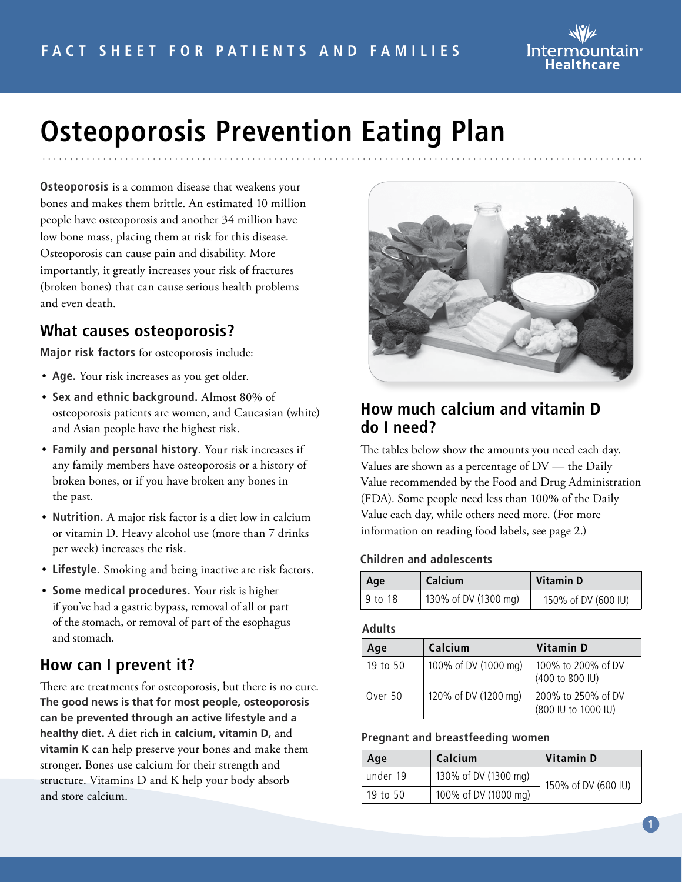FACT SHEET FOR PATIENTS AND FAMILIES

# Osteoporosis Prevention Eating Plan

**Osteoporosis** is a common disease that weakens your bones and makes them brittle. An estimated 10 million people have osteoporosis and another 34 million have low bone mass, placing them at risk for this disease. Osteoporosis can cause pain and disability. More importantly, it greatly increases your risk of fractures (broken bones) that can cause serious health problems and even death.

## What causes osteoporosis?

**Major risk factors** for osteoporosis include:

- **Age.** Your risk increases as you get older.
- **Sex and ethnic background.** Almost 80% of osteoporosis patients are women, and Caucasian (white) and Asian people have the highest risk.
- **Family and personal history.** Your risk increases if any family members have osteoporosis or a history of broken bones, or if you have broken any bones in the past.
- **Nutrition.** A major risk factor is a diet low in calcium or vitamin D. Heavy alcohol use (more than 7 drinks per week) increases the risk.
- **Lifestyle.** Smoking and being inactive are risk factors.
- **Some medical procedures.** Your risk is higher if you've had a gastric bypass, removal of all or part of the stomach, or removal of part of the esophagus and stomach.

## How can I prevent it?

There are treatments for osteoporosis, but there is no cure. **The good news is that for most people, osteoporosis can be prevented through an active lifestyle and a healthy diet.** A diet rich in **calcium, vitamin D,** and **vitamin K** can help preserve your bones and make them stronger. Bones use calcium for their strength and structure. Vitamins D and K help your body absorb and store calcium.

## How much calcium and vitamin D do I need?

The tables below show the amounts you need each day. Values are shown as a percentage of DV — the Daily Value recommended by the Food and Drug Administration (FDA). Some people need less than 100% of the Daily Value each day, while others need more. (For more information on reading food labels, see page 2.)

### Children and adolescents

| Age | Calcium | Vitamin D |
|---|---|---|
| 9 to 18 | 130% of DV (1300 mg) | 150% of DV (600 IU) |

### Adults

| Age | Calcium | Vitamin D |
|---|---|---|
| 19 to 50 | 100% of DV (1000 mg) | 100% to 200% of DV (400 to 800 IU) |
| Over 50 | 120% of DV (1200 mg) | 200% to 250% of DV (800 IU to 1000 IU) |

### Pregnant and breastfeeding women

| Age | Calcium | Vitamin D |
|---|---|---|
| under 19 | 130% of DV (1300 mg) | 150% of DV (600 IU) |
| 19 to 50 | 100% of DV (1000 mg) | |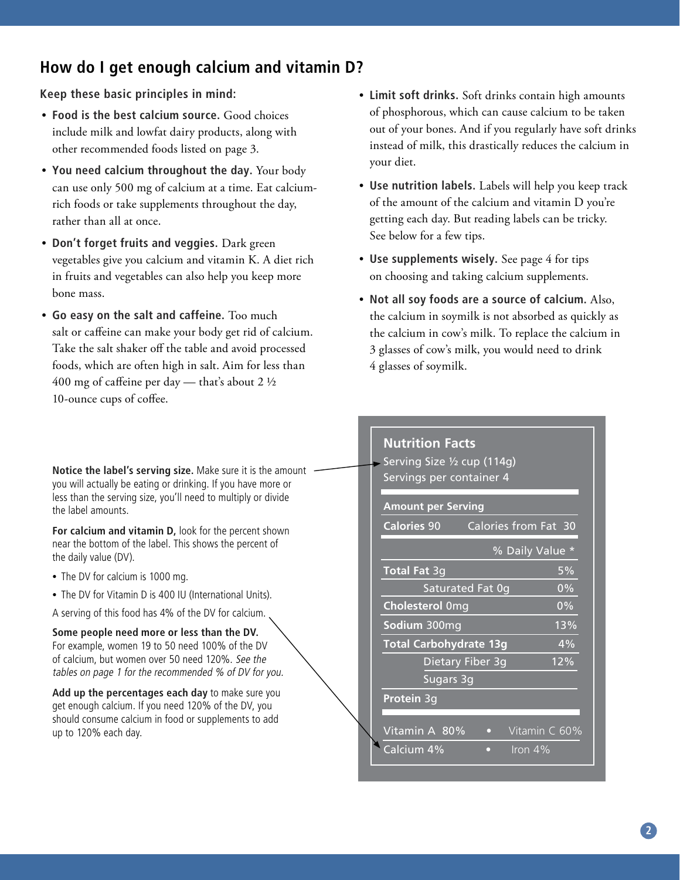## How do I get enough calcium and vitamin D?

**Keep these basic principles in mind:**

- **Food is the best calcium source.** Good choices include milk and lowfat dairy products, along with other recommended foods listed on page 3.
- **You need calcium throughout the day.** Your body can use only 500 mg of calcium at a time. Eat calcium-rich foods or take supplements throughout the day, rather than all at once.
- **Don't forget fruits and veggies.** Dark green vegetables give you calcium and vitamin K. A diet rich in fruits and vegetables can also help you keep more bone mass.
- **Go easy on the salt and caffeine.** Too much salt or caffeine can make your body get rid of calcium. Take the salt shaker off the table and avoid processed foods, which are often high in salt. Aim for less than 400 mg of caffeine per day — that's about 2 ½ 10-ounce cups of coffee.
- **Limit soft drinks.** Soft drinks contain high amounts of phosphorous, which can cause calcium to be taken out of your bones. And if you regularly have soft drinks instead of milk, this drastically reduces the calcium in your diet.
- **Use nutrition labels.** Labels will help you keep track of the amount of the calcium and vitamin D you're getting each day. But reading labels can be tricky. See below for a few tips.
- **Use supplements wisely.** See page 4 for tips on choosing and taking calcium supplements.
- **Not all soy foods are a source of calcium.** Also, the calcium in soymilk is not absorbed as quickly as the calcium in cow's milk. To replace the calcium in 3 glasses of cow's milk, you would need to drink 4 glasses of soymilk.

**Notice the label's serving size.** Make sure it is the amount you will actually be eating or drinking. If you have more or less than the serving size, you'll need to multiply or divide the label amounts.

**For calcium and vitamin D,** look for the percent shown near the bottom of the label. This shows the percent of the daily value (DV).

- The DV for calcium is 1000 mg.
- The DV for Vitamin D is 400 IU (International Units).

A serving of this food has 4% of the DV for calcium.

**Some people need more or less than the DV.** For example, women 19 to 50 need 100% of the DV of calcium, but women over 50 need 120%. *See the tables on page 1 for the recommended % of DV for you.*

**Add up the percentages each day** to make sure you get enough calcium. If you need 120% of the DV, you should consume calcium in food or supplements to add up to 120% each day.

**Nutrition Facts**

Serving Size ½ cup (114g)
Servings per container 4

| Amount per Serving | |
|---|---|
| **Calories** 90 | Calories from Fat 30 |
| | % Daily Value * |
| **Total Fat** 3g | 5% |
| Saturated Fat 0g | 0% |
| **Cholesterol** 0mg | 0% |
| **Sodium** 300mg | 13% |
| **Total Carbohydrate 13g** | 4% |
| Dietary Fiber 3g | 12% |
| Sugars 3g | |
| **Protein** 3g | |
| Vitamin A 80% | Vitamin C 60% |
| Calcium 4% | Iron 4% |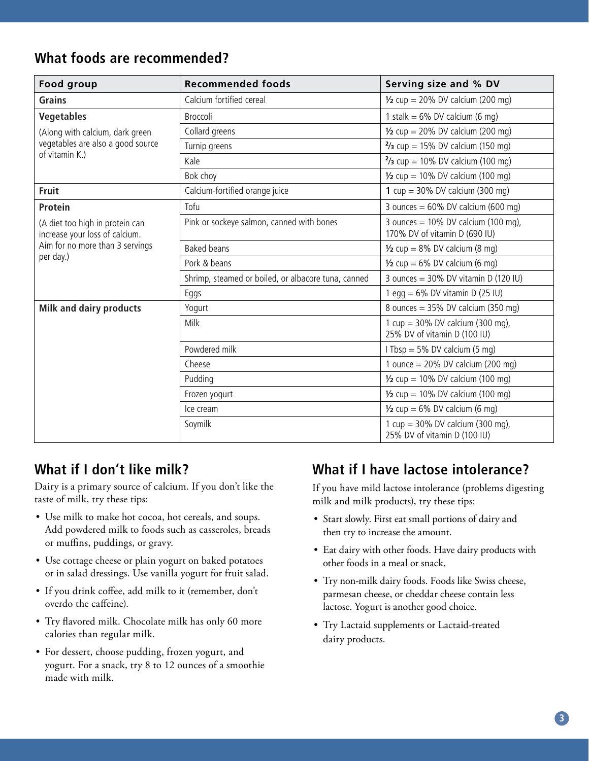## What foods are recommended?

| Food group | Recommended foods | Serving size and % DV |
| --- | --- | --- |
| **Grains** | Calcium fortified cereal | ½ cup = 20% DV calcium (200 mg) |
| **Vegetables** (Along with calcium, dark green vegetables are also a good source of vitamin K.) | Broccoli | 1 stalk = 6% DV calcium (6 mg) |
| | Collard greens | ½ cup = 20% DV calcium (200 mg) |
| | Turnip greens | ⅔ cup = 15% DV calcium (150 mg) |
| | Kale | ⅔ cup = 10% DV calcium (100 mg) |
| | Bok choy | ½ cup = 10% DV calcium (100 mg) |
| **Fruit** | Calcium-fortified orange juice | 1 cup = 30% DV calcium (300 mg) |
| **Protein** (A diet too high in protein can increase your loss of calcium. Aim for no more than 3 servings per day.) | Tofu | 3 ounces = 60% DV calcium (600 mg) |
| | Pink or sockeye salmon, canned with bones | 3 ounces = 10% DV calcium (100 mg), 170% DV of vitamin D (690 IU) |
| | Baked beans | ½ cup = 8% DV calcium (8 mg) |
| | Pork & beans | ½ cup = 6% DV calcium (6 mg) |
| | Shrimp, steamed or boiled, or albacore tuna, canned | 3 ounces = 30% DV vitamin D (120 IU) |
| | Eggs | 1 egg = 6% DV vitamin D (25 IU) |
| **Milk and dairy products** | Yogurt | 8 ounces = 35% DV calcium (350 mg) |
| | Milk | 1 cup = 30% DV calcium (300 mg), 25% DV of vitamin D (100 IU) |
| | Powdered milk | I Tbsp = 5% DV calcium (5 mg) |
| | Cheese | 1 ounce = 20% DV calcium (200 mg) |
| | Pudding | ½ cup = 10% DV calcium (100 mg) |
| | Frozen yogurt | ½ cup = 10% DV calcium (100 mg) |
| | Ice cream | ½ cup = 6% DV calcium (6 mg) |
| | Soymilk | 1 cup = 30% DV calcium (300 mg), 25% DV of vitamin D (100 IU) |

## What if I don't like milk?

Dairy is a primary source of calcium. If you don't like the taste of milk, try these tips:

- Use milk to make hot cocoa, hot cereals, and soups. Add powdered milk to foods such as casseroles, breads or muffins, puddings, or gravy.
- Use cottage cheese or plain yogurt on baked potatoes or in salad dressings. Use vanilla yogurt for fruit salad.
- If you drink coffee, add milk to it (remember, don't overdo the caffeine).
- Try flavored milk. Chocolate milk has only 60 more calories than regular milk.
- For dessert, choose pudding, frozen yogurt, and yogurt. For a snack, try 8 to 12 ounces of a smoothie made with milk.

## What if I have lactose intolerance?

If you have mild lactose intolerance (problems digesting milk and milk products), try these tips:

- Start slowly. First eat small portions of dairy and then try to increase the amount.
- Eat dairy with other foods. Have dairy products with other foods in a meal or snack.
- Try non-milk dairy foods. Foods like Swiss cheese, parmesan cheese, or cheddar cheese contain less lactose. Yogurt is another good choice.
- Try Lactaid supplements or Lactaid-treated dairy products.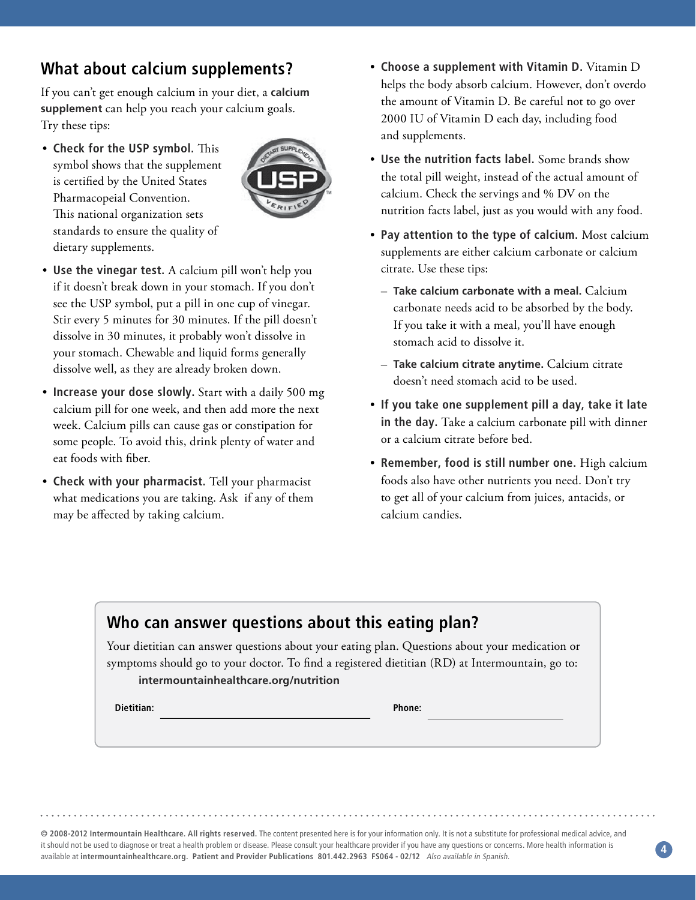## What about calcium supplements?

If you can't get enough calcium in your diet, a **calcium supplement** can help you reach your calcium goals. Try these tips:

- **Check for the USP symbol.** This symbol shows that the supplement is certified by the United States Pharmacopeial Convention. This national organization sets standards to ensure the quality of dietary supplements.
- **Use the vinegar test.** A calcium pill won't help you if it doesn't break down in your stomach. If you don't see the USP symbol, put a pill in one cup of vinegar. Stir every 5 minutes for 30 minutes. If the pill doesn't dissolve in 30 minutes, it probably won't dissolve in your stomach. Chewable and liquid forms generally dissolve well, as they are already broken down.
- **Increase your dose slowly.** Start with a daily 500 mg calcium pill for one week, and then add more the next week. Calcium pills can cause gas or constipation for some people. To avoid this, drink plenty of water and eat foods with fiber.
- **Check with your pharmacist.** Tell your pharmacist what medications you are taking. Ask if any of them may be affected by taking calcium.
- **Choose a supplement with Vitamin D.** Vitamin D helps the body absorb calcium. However, don't overdo the amount of Vitamin D. Be careful not to go over 2000 IU of Vitamin D each day, including food and supplements.
- **Use the nutrition facts label.** Some brands show the total pill weight, instead of the actual amount of calcium. Check the servings and % DV on the nutrition facts label, just as you would with any food.
- **Pay attention to the type of calcium.** Most calcium supplements are either calcium carbonate or calcium citrate. Use these tips:
  - **Take calcium carbonate with a meal.** Calcium carbonate needs acid to be absorbed by the body. If you take it with a meal, you'll have enough stomach acid to dissolve it.
  - **Take calcium citrate anytime.** Calcium citrate doesn't need stomach acid to be used.
- **If you take one supplement pill a day, take it late in the day.** Take a calcium carbonate pill with dinner or a calcium citrate before bed.
- **Remember, food is still number one.** High calcium foods also have other nutrients you need. Don't try to get all of your calcium from juices, antacids, or calcium candies.

### Who can answer questions about this eating plan?

Your dietitian can answer questions about your eating plan. Questions about your medication or symptoms should go to your doctor. To find a registered dietitian (RD) at Intermountain, go to:

**intermountainhealthcare.org/nutrition**

**Dietitian:** ______________________ **Phone:** ______________

**© 2008-2012 Intermountain Healthcare. All rights reserved.** The content presented here is for your information only. It is not a substitute for professional medical advice, and it should not be used to diagnose or treat a health problem or disease. Please consult your healthcare provider if you have any questions or concerns. More health information is available at **intermountainhealthcare.org. Patient and Provider Publications 801.442.2963 FS064 - 02/12** *Also available in Spanish.*